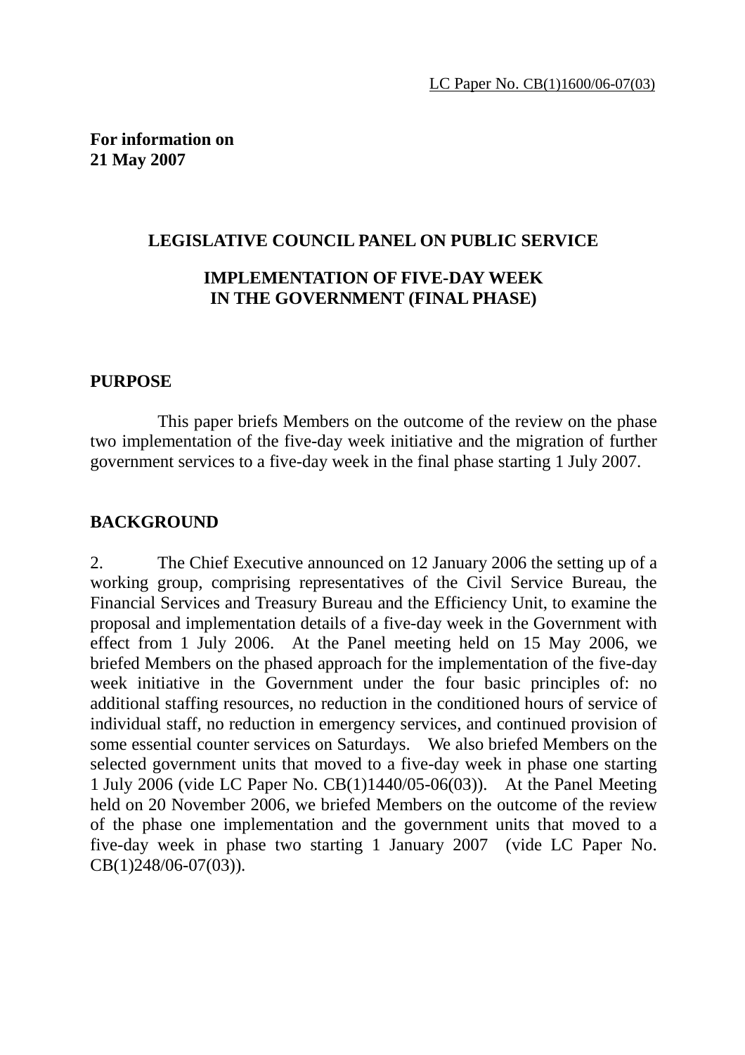LC Paper No. CB(1)1600/06-07(03)

**For information on**
**21 May 2007**

# LEGISLATIVE COUNCIL PANEL ON PUBLIC SERVICE

## IMPLEMENTATION OF FIVE-DAY WEEK IN THE GOVERNMENT (FINAL PHASE)

### PURPOSE

This paper briefs Members on the outcome of the review on the phase two implementation of the five-day week initiative and the migration of further government services to a five-day week in the final phase starting 1 July 2007.

### BACKGROUND

2. The Chief Executive announced on 12 January 2006 the setting up of a working group, comprising representatives of the Civil Service Bureau, the Financial Services and Treasury Bureau and the Efficiency Unit, to examine the proposal and implementation details of a five-day week in the Government with effect from 1 July 2006. At the Panel meeting held on 15 May 2006, we briefed Members on the phased approach for the implementation of the five-day week initiative in the Government under the four basic principles of: no additional staffing resources, no reduction in the conditioned hours of service of individual staff, no reduction in emergency services, and continued provision of some essential counter services on Saturdays. We also briefed Members on the selected government units that moved to a five-day week in phase one starting 1 July 2006 (vide LC Paper No. CB(1)1440/05-06(03)). At the Panel Meeting held on 20 November 2006, we briefed Members on the outcome of the review of the phase one implementation and the government units that moved to a five-day week in phase two starting 1 January 2007 (vide LC Paper No. CB(1)248/06-07(03)).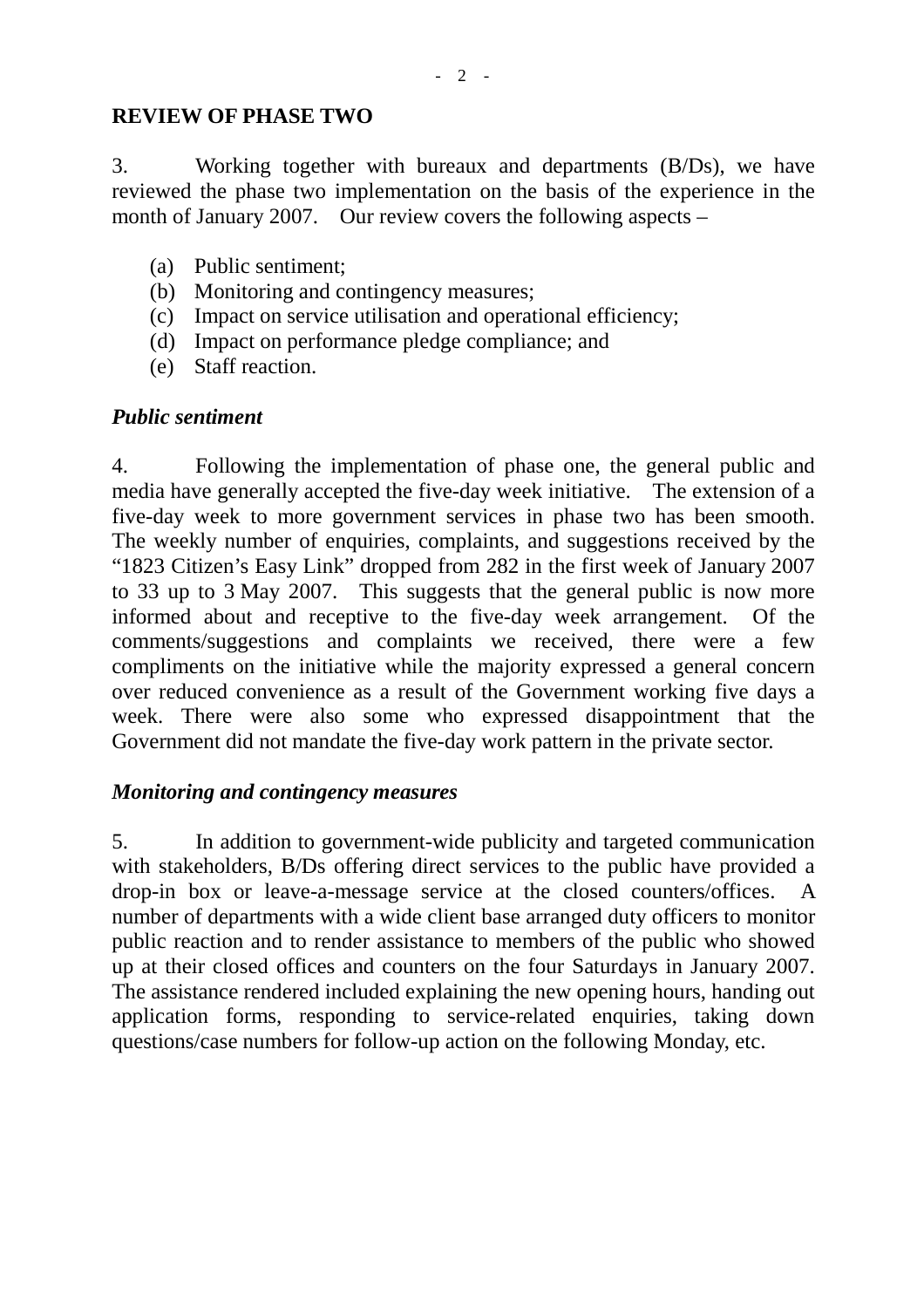## REVIEW OF PHASE TWO

3. Working together with bureaux and departments (B/Ds), we have reviewed the phase two implementation on the basis of the experience in the month of January 2007. Our review covers the following aspects –

(a) Public sentiment;
(b) Monitoring and contingency measures;
(c) Impact on service utilisation and operational efficiency;
(d) Impact on performance pledge compliance; and
(e) Staff reaction.

### *Public sentiment*

4. Following the implementation of phase one, the general public and media have generally accepted the five-day week initiative. The extension of a five-day week to more government services in phase two has been smooth. The weekly number of enquiries, complaints, and suggestions received by the "1823 Citizen's Easy Link" dropped from 282 in the first week of January 2007 to 33 up to 3 May 2007. This suggests that the general public is now more informed about and receptive to the five-day week arrangement. Of the comments/suggestions and complaints we received, there were a few compliments on the initiative while the majority expressed a general concern over reduced convenience as a result of the Government working five days a week. There were also some who expressed disappointment that the Government did not mandate the five-day work pattern in the private sector.

### *Monitoring and contingency measures*

5. In addition to government-wide publicity and targeted communication with stakeholders, B/Ds offering direct services to the public have provided a drop-in box or leave-a-message service at the closed counters/offices. A number of departments with a wide client base arranged duty officers to monitor public reaction and to render assistance to members of the public who showed up at their closed offices and counters on the four Saturdays in January 2007. The assistance rendered included explaining the new opening hours, handing out application forms, responding to service-related enquiries, taking down questions/case numbers for follow-up action on the following Monday, etc.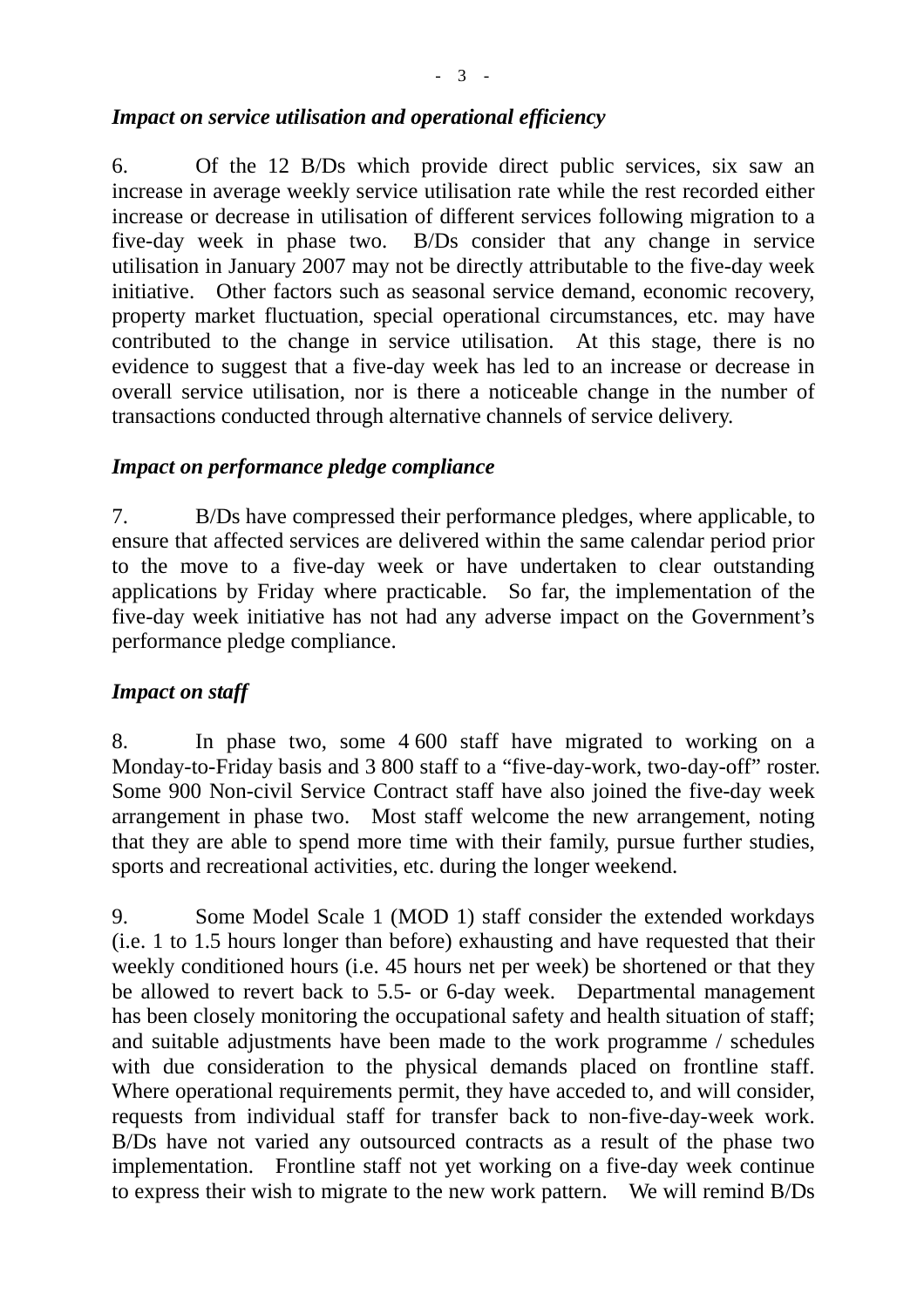### *Impact on service utilisation and operational efficiency*

6. Of the 12 B/Ds which provide direct public services, six saw an increase in average weekly service utilisation rate while the rest recorded either increase or decrease in utilisation of different services following migration to a five-day week in phase two. B/Ds consider that any change in service utilisation in January 2007 may not be directly attributable to the five-day week initiative. Other factors such as seasonal service demand, economic recovery, property market fluctuation, special operational circumstances, etc. may have contributed to the change in service utilisation. At this stage, there is no evidence to suggest that a five-day week has led to an increase or decrease in overall service utilisation, nor is there a noticeable change in the number of transactions conducted through alternative channels of service delivery.

### *Impact on performance pledge compliance*

7. B/Ds have compressed their performance pledges, where applicable, to ensure that affected services are delivered within the same calendar period prior to the move to a five-day week or have undertaken to clear outstanding applications by Friday where practicable. So far, the implementation of the five-day week initiative has not had any adverse impact on the Government's performance pledge compliance.

### *Impact on staff*

8. In phase two, some 4 600 staff have migrated to working on a Monday-to-Friday basis and 3 800 staff to a "five-day-work, two-day-off" roster. Some 900 Non-civil Service Contract staff have also joined the five-day week arrangement in phase two. Most staff welcome the new arrangement, noting that they are able to spend more time with their family, pursue further studies, sports and recreational activities, etc. during the longer weekend.

9. Some Model Scale 1 (MOD 1) staff consider the extended workdays (i.e. 1 to 1.5 hours longer than before) exhausting and have requested that their weekly conditioned hours (i.e. 45 hours net per week) be shortened or that they be allowed to revert back to 5.5- or 6-day week. Departmental management has been closely monitoring the occupational safety and health situation of staff; and suitable adjustments have been made to the work programme / schedules with due consideration to the physical demands placed on frontline staff. Where operational requirements permit, they have acceded to, and will consider, requests from individual staff for transfer back to non-five-day-week work. B/Ds have not varied any outsourced contracts as a result of the phase two implementation. Frontline staff not yet working on a five-day week continue to express their wish to migrate to the new work pattern. We will remind B/Ds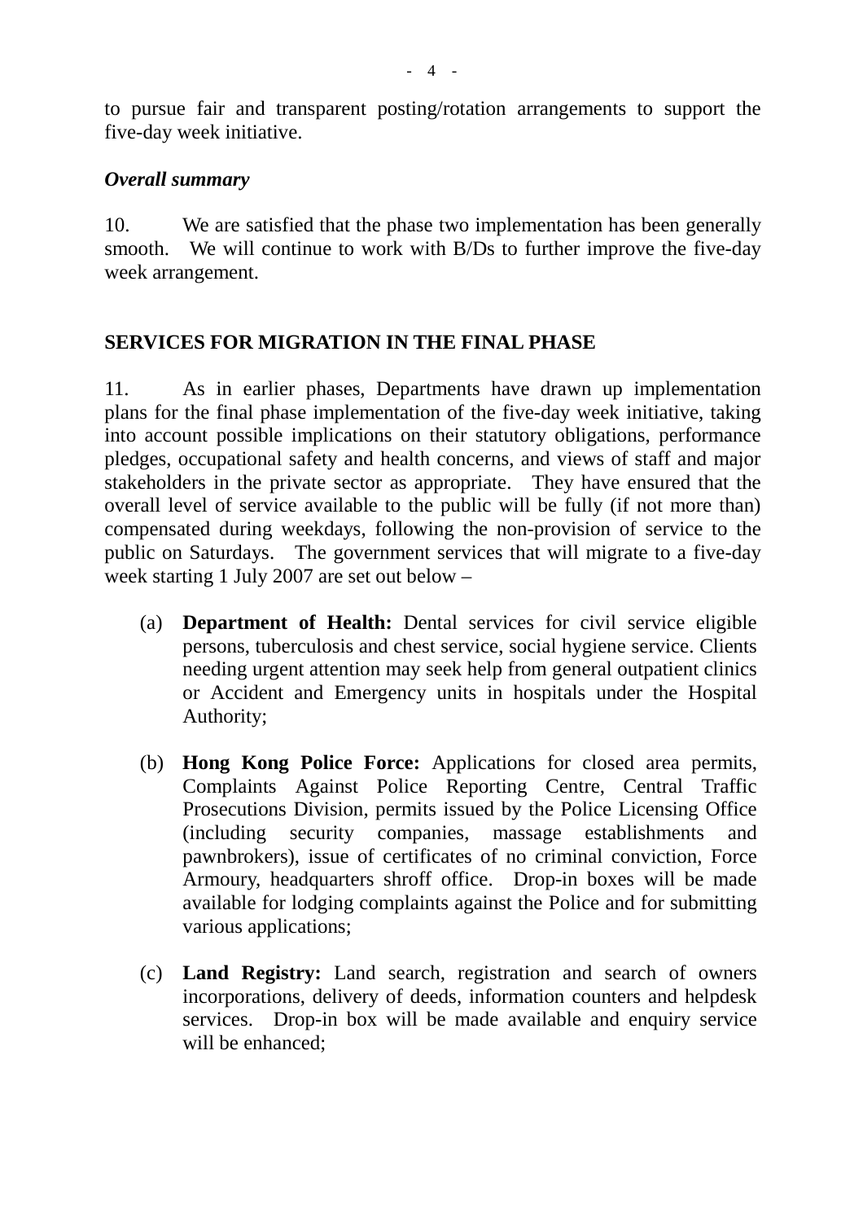to pursue fair and transparent posting/rotation arrangements to support the five-day week initiative.

***Overall summary***

10. We are satisfied that the phase two implementation has been generally smooth. We will continue to work with B/Ds to further improve the five-day week arrangement.

## SERVICES FOR MIGRATION IN THE FINAL PHASE

11. As in earlier phases, Departments have drawn up implementation plans for the final phase implementation of the five-day week initiative, taking into account possible implications on their statutory obligations, performance pledges, occupational safety and health concerns, and views of staff and major stakeholders in the private sector as appropriate. They have ensured that the overall level of service available to the public will be fully (if not more than) compensated during weekdays, following the non-provision of service to the public on Saturdays. The government services that will migrate to a five-day week starting 1 July 2007 are set out below –

(a) **Department of Health:** Dental services for civil service eligible persons, tuberculosis and chest service, social hygiene service. Clients needing urgent attention may seek help from general outpatient clinics or Accident and Emergency units in hospitals under the Hospital Authority;

(b) **Hong Kong Police Force:** Applications for closed area permits, Complaints Against Police Reporting Centre, Central Traffic Prosecutions Division, permits issued by the Police Licensing Office (including security companies, massage establishments and pawnbrokers), issue of certificates of no criminal conviction, Force Armoury, headquarters shroff office. Drop-in boxes will be made available for lodging complaints against the Police and for submitting various applications;

(c) **Land Registry:** Land search, registration and search of owners incorporations, delivery of deeds, information counters and helpdesk services. Drop-in box will be made available and enquiry service will be enhanced;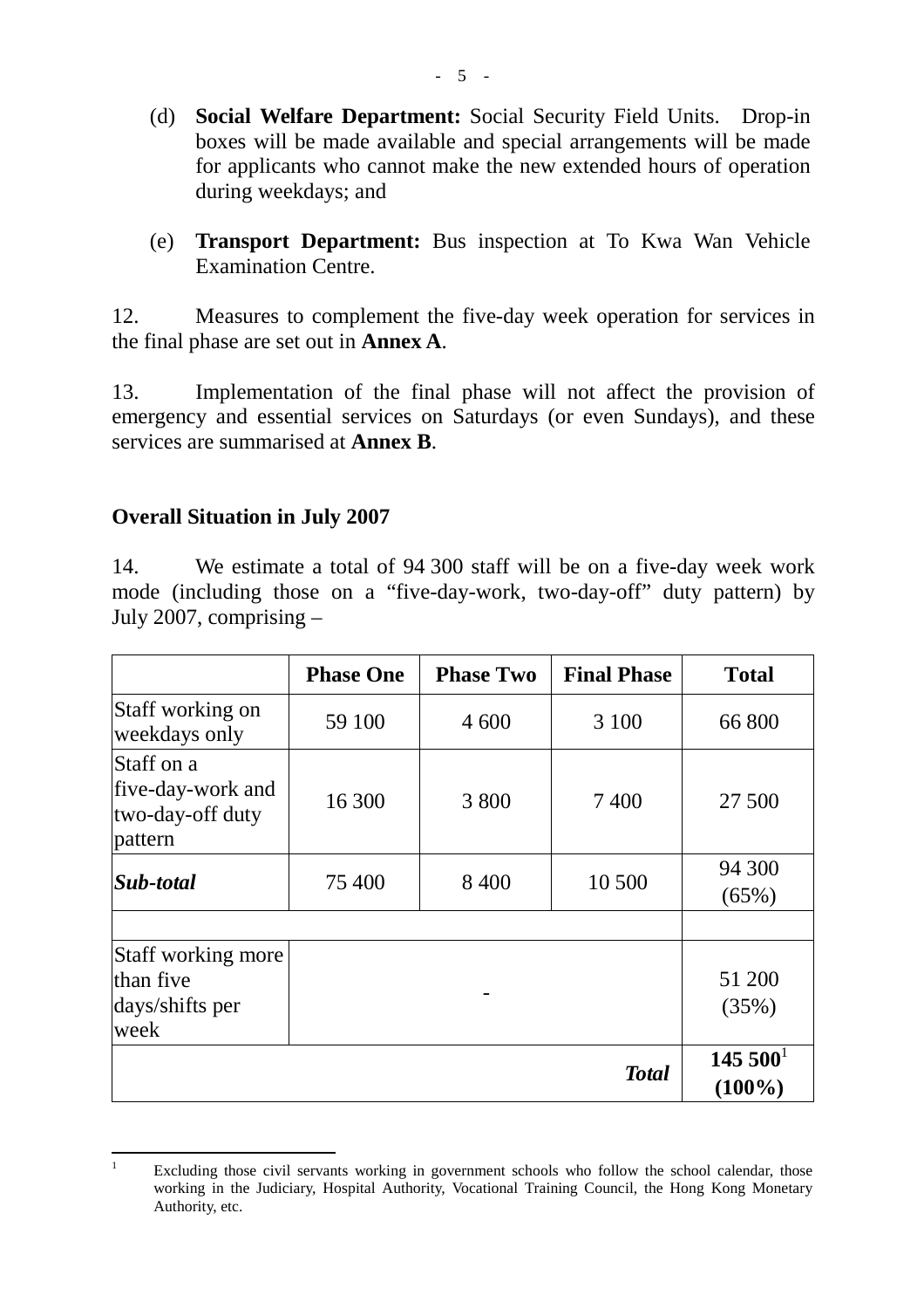(d) **Social Welfare Department:** Social Security Field Units. Drop-in boxes will be made available and special arrangements will be made for applicants who cannot make the new extended hours of operation during weekdays; and

(e) **Transport Department:** Bus inspection at To Kwa Wan Vehicle Examination Centre.

12. Measures to complement the five-day week operation for services in the final phase are set out in **Annex A**.

13. Implementation of the final phase will not affect the provision of emergency and essential services on Saturdays (or even Sundays), and these services are summarised at **Annex B**.

**Overall Situation in July 2007**

14. We estimate a total of 94 300 staff will be on a five-day week work mode (including those on a "five-day-work, two-day-off" duty pattern) by July 2007, comprising –

| | Phase One | Phase Two | Final Phase | Total |
|---|---|---|---|---|
| Staff working on weekdays only | 59 100 | 4 600 | 3 100 | 66 800 |
| Staff on a five-day-work and two-day-off duty pattern | 16 300 | 3 800 | 7 400 | 27 500 |
| ***Sub-total*** | 75 400 | 8 400 | 10 500 | 94 300 (65%) |
| | | | | |
| Staff working more than five days/shifts per week | - | | | 51 200 (35%) |
| | | | ***Total*** | **145 500**[1] **(100%)** |

[1] Excluding those civil servants working in government schools who follow the school calendar, those working in the Judiciary, Hospital Authority, Vocational Training Council, the Hong Kong Monetary Authority, etc.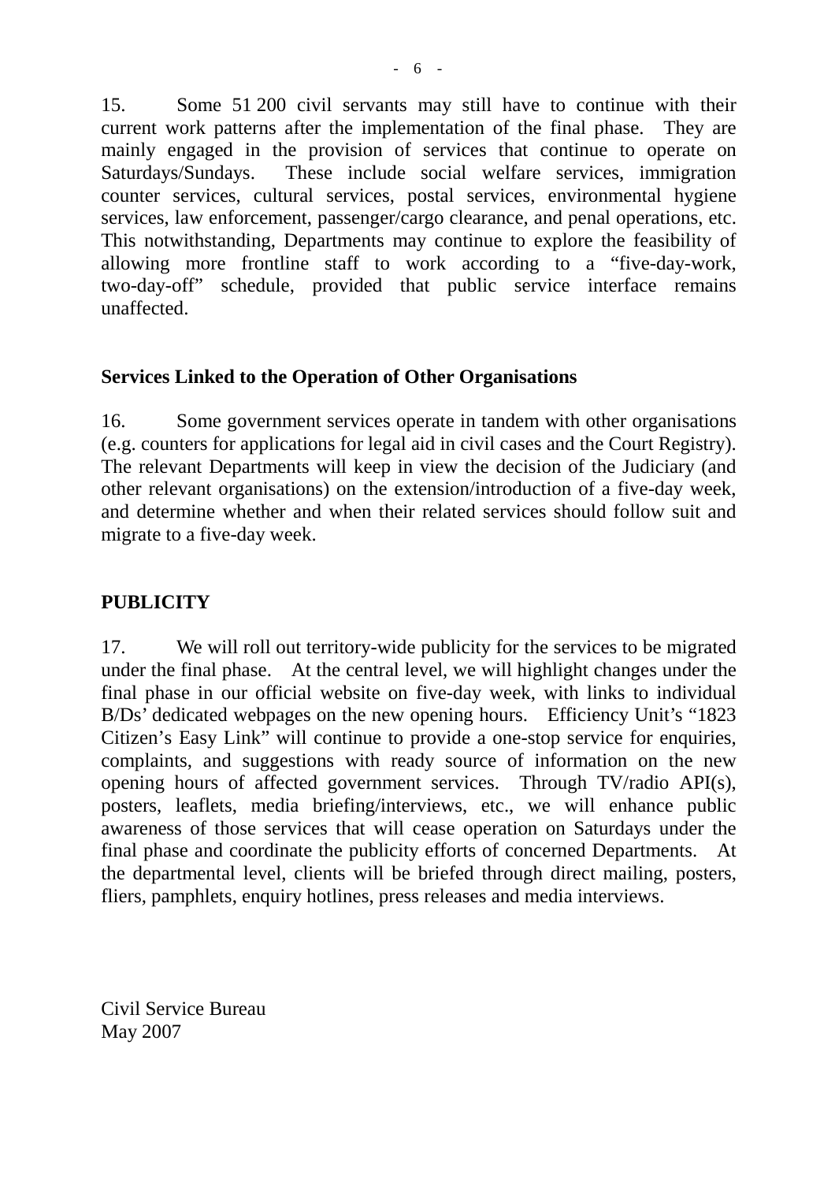15. Some 51 200 civil servants may still have to continue with their current work patterns after the implementation of the final phase. They are mainly engaged in the provision of services that continue to operate on Saturdays/Sundays. These include social welfare services, immigration counter services, cultural services, postal services, environmental hygiene services, law enforcement, passenger/cargo clearance, and penal operations, etc. This notwithstanding, Departments may continue to explore the feasibility of allowing more frontline staff to work according to a "five-day-work, two-day-off" schedule, provided that public service interface remains unaffected.

### Services Linked to the Operation of Other Organisations

16. Some government services operate in tandem with other organisations (e.g. counters for applications for legal aid in civil cases and the Court Registry). The relevant Departments will keep in view the decision of the Judiciary (and other relevant organisations) on the extension/introduction of a five-day week, and determine whether and when their related services should follow suit and migrate to a five-day week.

## PUBLICITY

17. We will roll out territory-wide publicity for the services to be migrated under the final phase. At the central level, we will highlight changes under the final phase in our official website on five-day week, with links to individual B/Ds' dedicated webpages on the new opening hours. Efficiency Unit's "1823 Citizen's Easy Link" will continue to provide a one-stop service for enquiries, complaints, and suggestions with ready source of information on the new opening hours of affected government services. Through TV/radio API(s), posters, leaflets, media briefing/interviews, etc., we will enhance public awareness of those services that will cease operation on Saturdays under the final phase and coordinate the publicity efforts of concerned Departments. At the departmental level, clients will be briefed through direct mailing, posters, fliers, pamphlets, enquiry hotlines, press releases and media interviews.

Civil Service Bureau
May 2007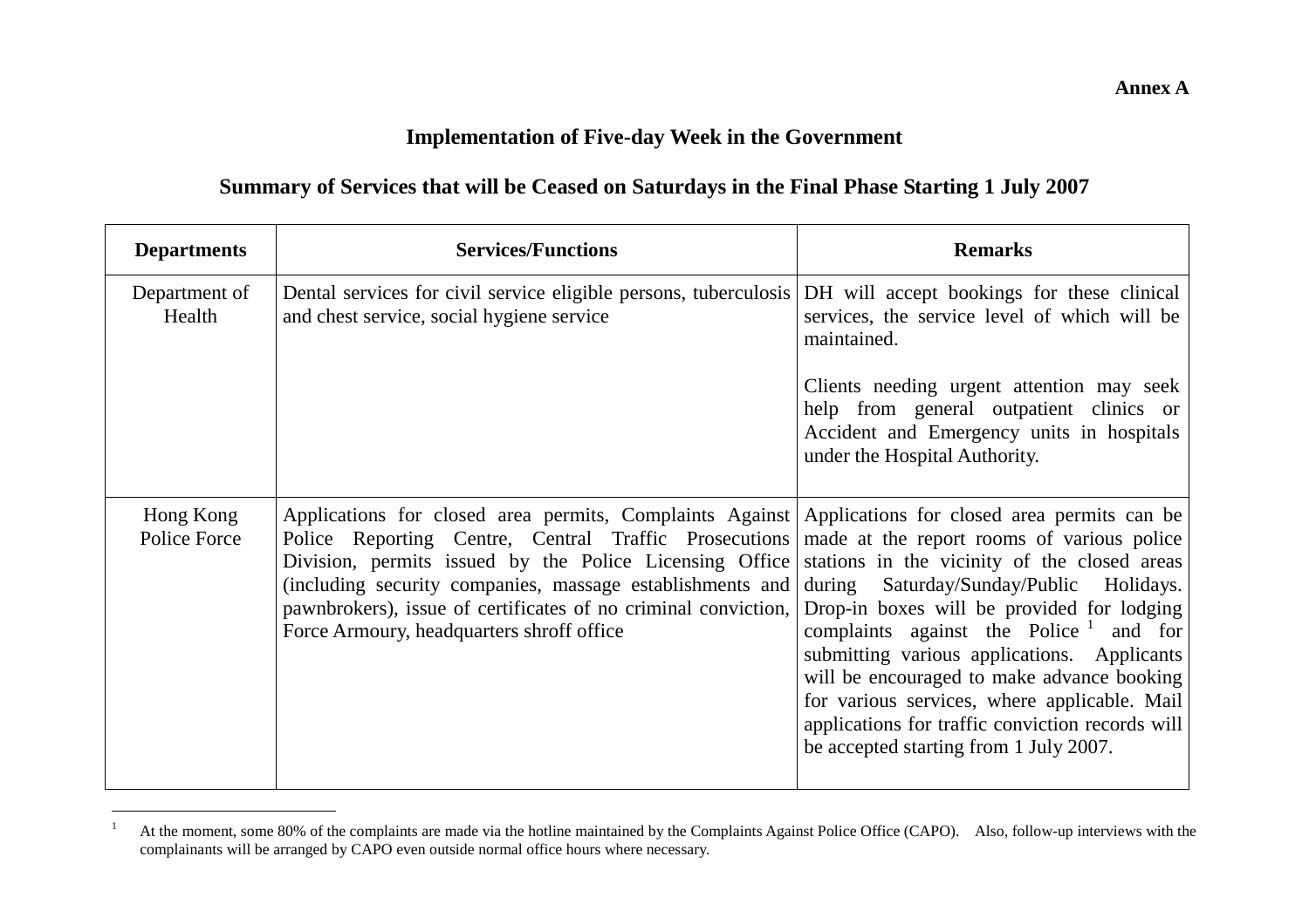**Annex A**

## Implementation of Five-day Week in the Government

## Summary of Services that will be Ceased on Saturdays in the Final Phase Starting 1 July 2007

| Departments | Services/Functions | Remarks |
|---|---|---|
| Department of Health | Dental services for civil service eligible persons, tuberculosis and chest service, social hygiene service | DH will accept bookings for these clinical services, the service level of which will be maintained.<br><br>Clients needing urgent attention may seek help from general outpatient clinics or Accident and Emergency units in hospitals under the Hospital Authority. |
| Hong Kong Police Force | Applications for closed area permits, Complaints Against Police Reporting Centre, Central Traffic Prosecutions Division, permits issued by the Police Licensing Office (including security companies, massage establishments and pawnbrokers), issue of certificates of no criminal conviction, Force Armoury, headquarters shroff office | Applications for closed area permits can be made at the report rooms of various police stations in the vicinity of the closed areas during Saturday/Sunday/Public Holidays. Drop-in boxes will be provided for lodging complaints against the Police [1] and for submitting various applications. Applicants will be encouraged to make advance booking for various services, where applicable. Mail applications for traffic conviction records will be accepted starting from 1 July 2007. |

[1] At the moment, some 80% of the complaints are made via the hotline maintained by the Complaints Against Police Office (CAPO). Also, follow-up interviews with the complainants will be arranged by CAPO even outside normal office hours where necessary.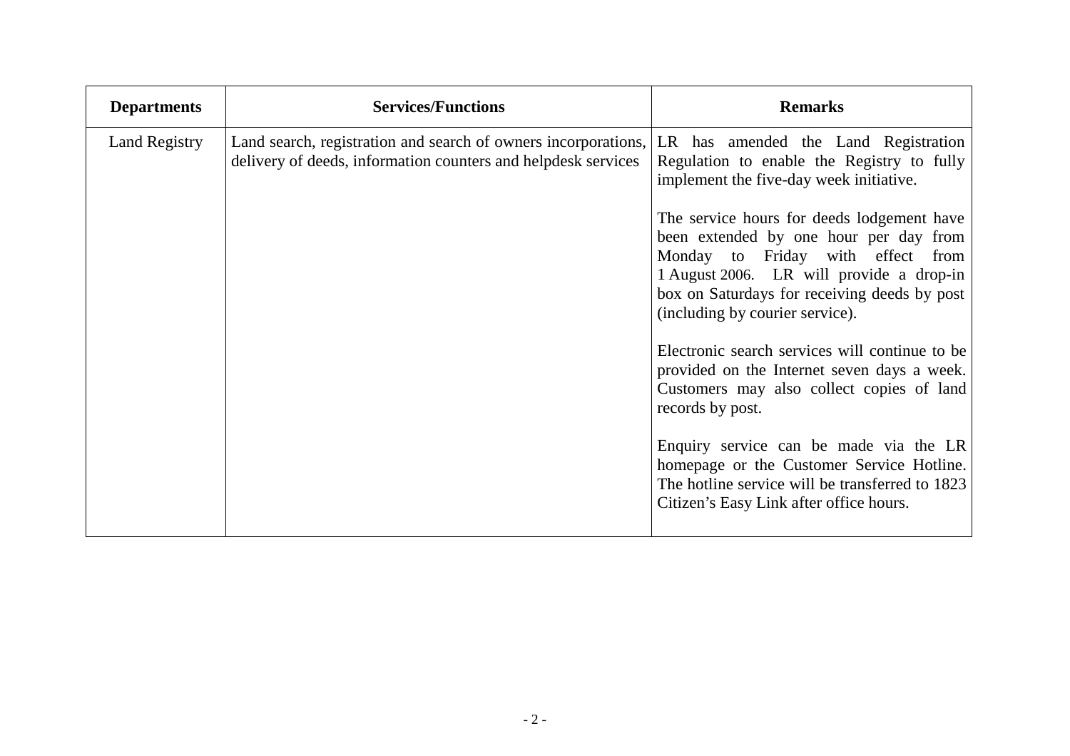| Departments | Services/Functions | Remarks |
|---|---|---|
| Land Registry | Land search, registration and search of owners incorporations, delivery of deeds, information counters and helpdesk services | LR has amended the Land Registration Regulation to enable the Registry to fully implement the five-day week initiative.<br><br>The service hours for deeds lodgement have been extended by one hour per day from Monday to Friday with effect from 1 August 2006. LR will provide a drop-in box on Saturdays for receiving deeds by post (including by courier service).<br><br>Electronic search services will continue to be provided on the Internet seven days a week. Customers may also collect copies of land records by post.<br><br>Enquiry service can be made via the LR homepage or the Customer Service Hotline. The hotline service will be transferred to 1823 Citizen's Easy Link after office hours. |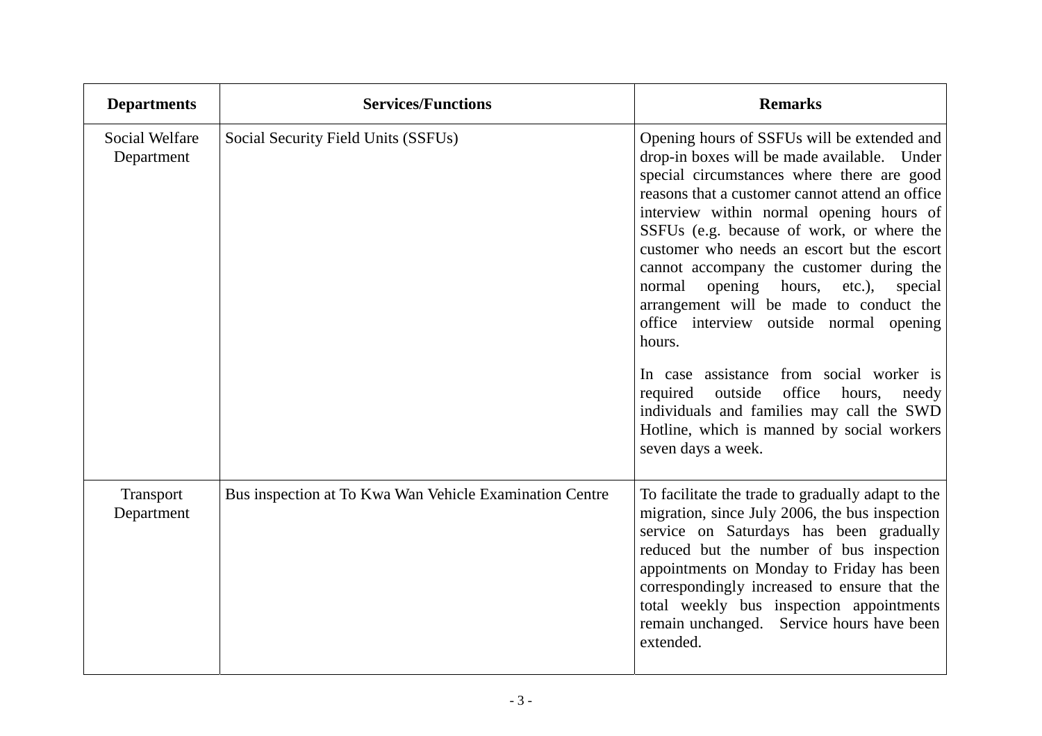| Departments | Services/Functions | Remarks |
|---|---|---|
| Social Welfare Department | Social Security Field Units (SSFUs) | Opening hours of SSFUs will be extended and drop-in boxes will be made available. Under special circumstances where there are good reasons that a customer cannot attend an office interview within normal opening hours of SSFUs (e.g. because of work, or where the customer who needs an escort but the escort cannot accompany the customer during the normal opening hours, etc.), special arrangement will be made to conduct the office interview outside normal opening hours.<br><br>In case assistance from social worker is required outside office hours, needy individuals and families may call the SWD Hotline, which is manned by social workers seven days a week. |
| Transport Department | Bus inspection at To Kwa Wan Vehicle Examination Centre | To facilitate the trade to gradually adapt to the migration, since July 2006, the bus inspection service on Saturdays has been gradually reduced but the number of bus inspection appointments on Monday to Friday has been correspondingly increased to ensure that the total weekly bus inspection appointments remain unchanged. Service hours have been extended. |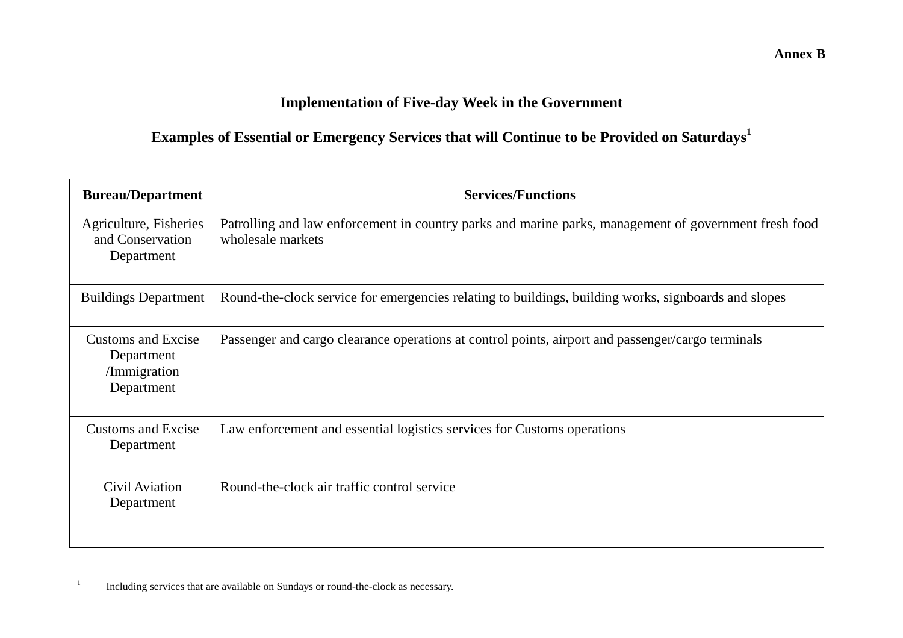**Annex B**

## Implementation of Five-day Week in the Government

## Examples of Essential or Emergency Services that will Continue to be Provided on Saturdays[1]

| Bureau/Department | Services/Functions |
| --- | --- |
| Agriculture, Fisheries and Conservation Department | Patrolling and law enforcement in country parks and marine parks, management of government fresh food wholesale markets |
| Buildings Department | Round-the-clock service for emergencies relating to buildings, building works, signboards and slopes |
| Customs and Excise Department /Immigration Department | Passenger and cargo clearance operations at control points, airport and passenger/cargo terminals |
| Customs and Excise Department | Law enforcement and essential logistics services for Customs operations |
| Civil Aviation Department | Round-the-clock air traffic control service |

[1] Including services that are available on Sundays or round-the-clock as necessary.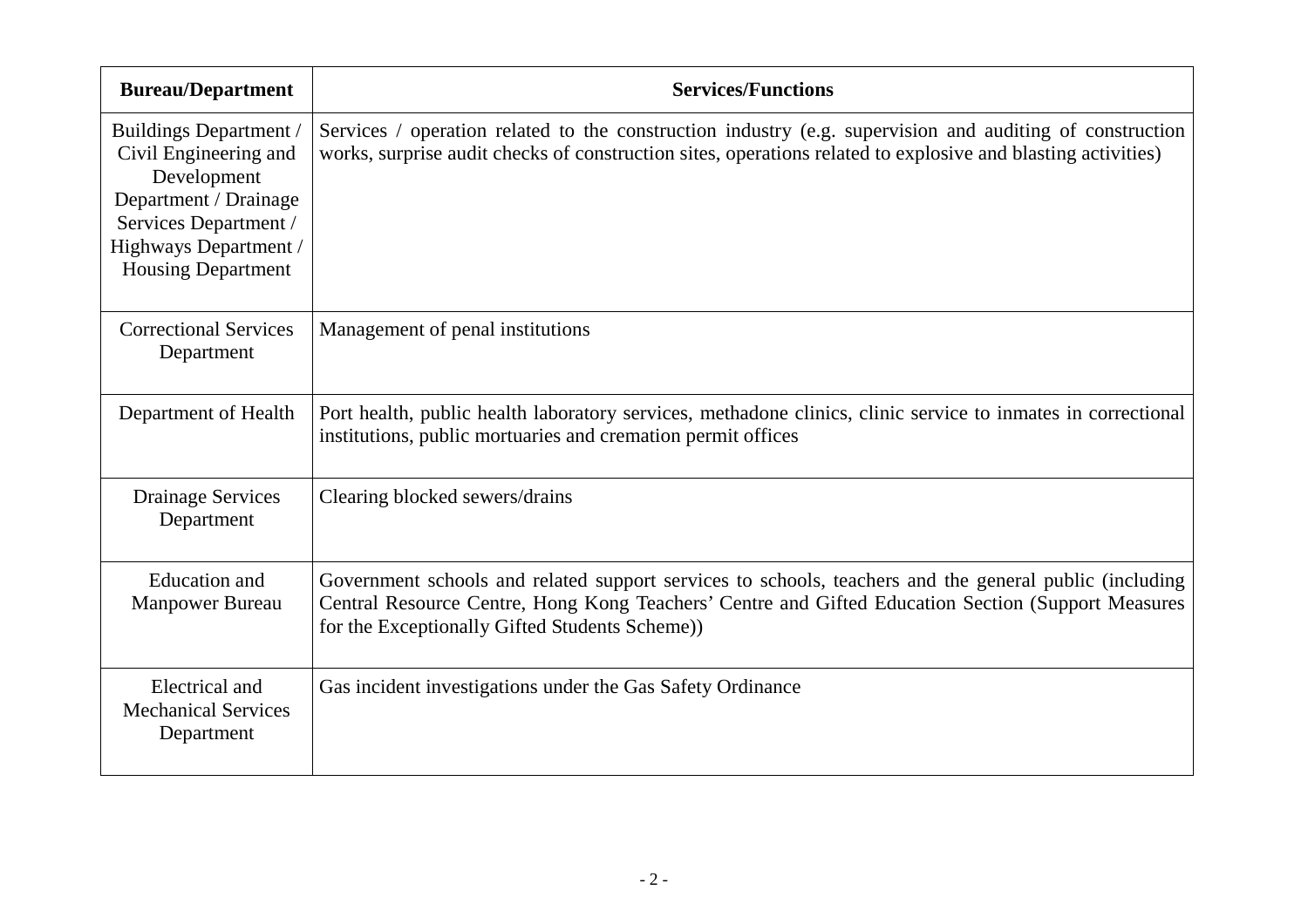| Bureau/Department | Services/Functions |
| --- | --- |
| Buildings Department / Civil Engineering and Development Department / Drainage Services Department / Highways Department / Housing Department | Services / operation related to the construction industry (e.g. supervision and auditing of construction works, surprise audit checks of construction sites, operations related to explosive and blasting activities) |
| Correctional Services Department | Management of penal institutions |
| Department of Health | Port health, public health laboratory services, methadone clinics, clinic service to inmates in correctional institutions, public mortuaries and cremation permit offices |
| Drainage Services Department | Clearing blocked sewers/drains |
| Education and Manpower Bureau | Government schools and related support services to schools, teachers and the general public (including Central Resource Centre, Hong Kong Teachers' Centre and Gifted Education Section (Support Measures for the Exceptionally Gifted Students Scheme)) |
| Electrical and Mechanical Services Department | Gas incident investigations under the Gas Safety Ordinance |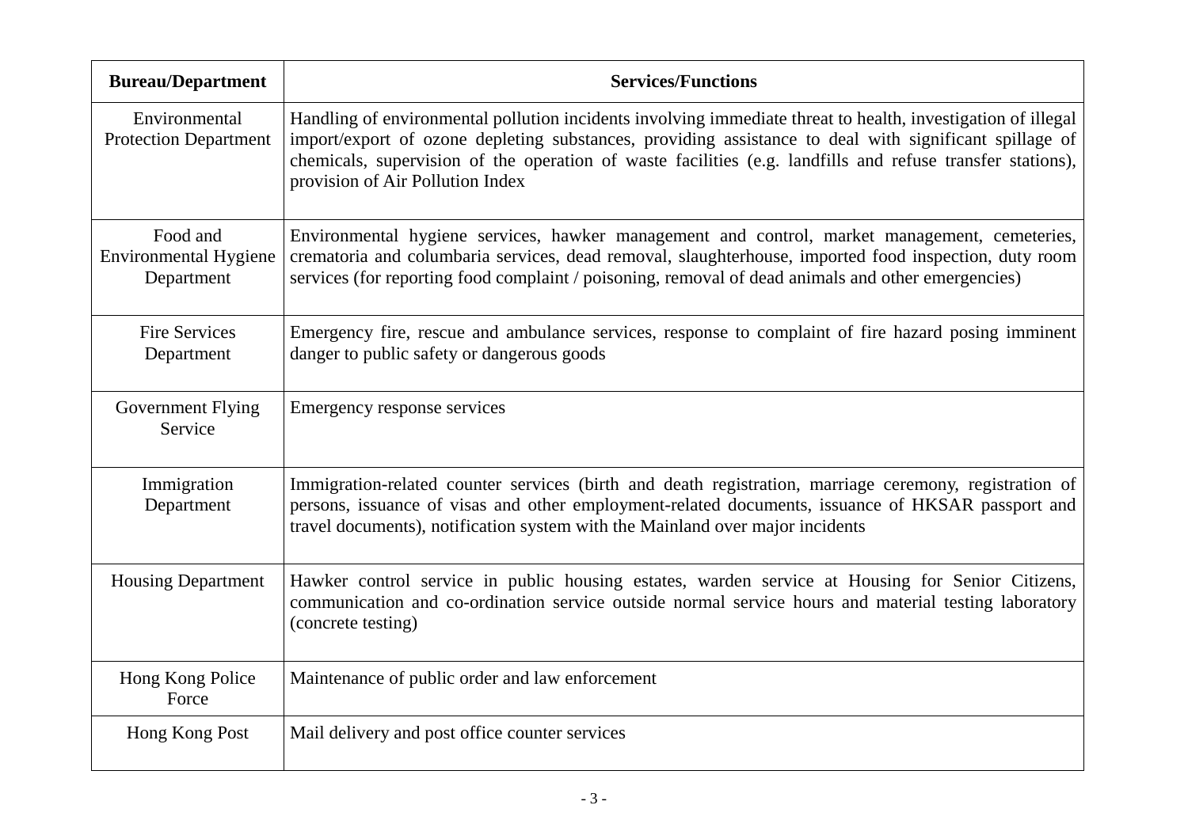| Bureau/Department | Services/Functions |
|---|---|
| Environmental Protection Department | Handling of environmental pollution incidents involving immediate threat to health, investigation of illegal import/export of ozone depleting substances, providing assistance to deal with significant spillage of chemicals, supervision of the operation of waste facilities (e.g. landfills and refuse transfer stations), provision of Air Pollution Index |
| Food and Environmental Hygiene Department | Environmental hygiene services, hawker management and control, market management, cemeteries, crematoria and columbaria services, dead removal, slaughterhouse, imported food inspection, duty room services (for reporting food complaint / poisoning, removal of dead animals and other emergencies) |
| Fire Services Department | Emergency fire, rescue and ambulance services, response to complaint of fire hazard posing imminent danger to public safety or dangerous goods |
| Government Flying Service | Emergency response services |
| Immigration Department | Immigration-related counter services (birth and death registration, marriage ceremony, registration of persons, issuance of visas and other employment-related documents, issuance of HKSAR passport and travel documents), notification system with the Mainland over major incidents |
| Housing Department | Hawker control service in public housing estates, warden service at Housing for Senior Citizens, communication and co-ordination service outside normal service hours and material testing laboratory (concrete testing) |
| Hong Kong Police Force | Maintenance of public order and law enforcement |
| Hong Kong Post | Mail delivery and post office counter services |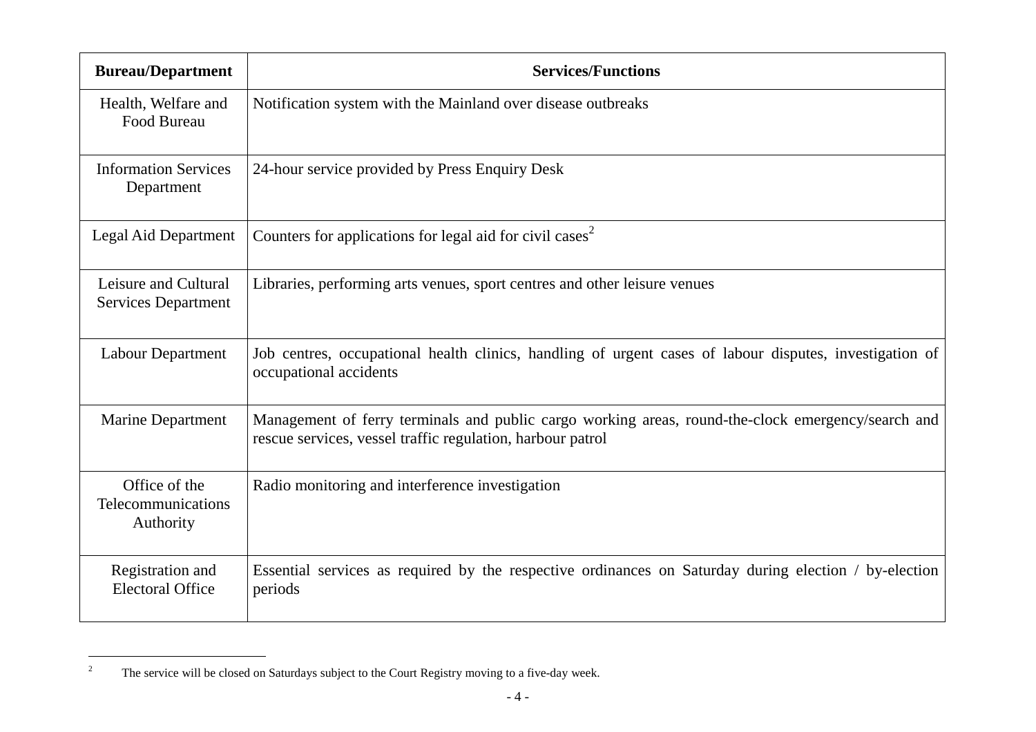| Bureau/Department | Services/Functions |
|---|---|
| Health, Welfare and Food Bureau | Notification system with the Mainland over disease outbreaks |
| Information Services Department | 24-hour service provided by Press Enquiry Desk |
| Legal Aid Department | Counters for applications for legal aid for civil cases[2] |
| Leisure and Cultural Services Department | Libraries, performing arts venues, sport centres and other leisure venues |
| Labour Department | Job centres, occupational health clinics, handling of urgent cases of labour disputes, investigation of occupational accidents |
| Marine Department | Management of ferry terminals and public cargo working areas, round-the-clock emergency/search and rescue services, vessel traffic regulation, harbour patrol |
| Office of the Telecommunications Authority | Radio monitoring and interference investigation |
| Registration and Electoral Office | Essential services as required by the respective ordinances on Saturday during election / by-election periods |

[2] The service will be closed on Saturdays subject to the Court Registry moving to a five-day week.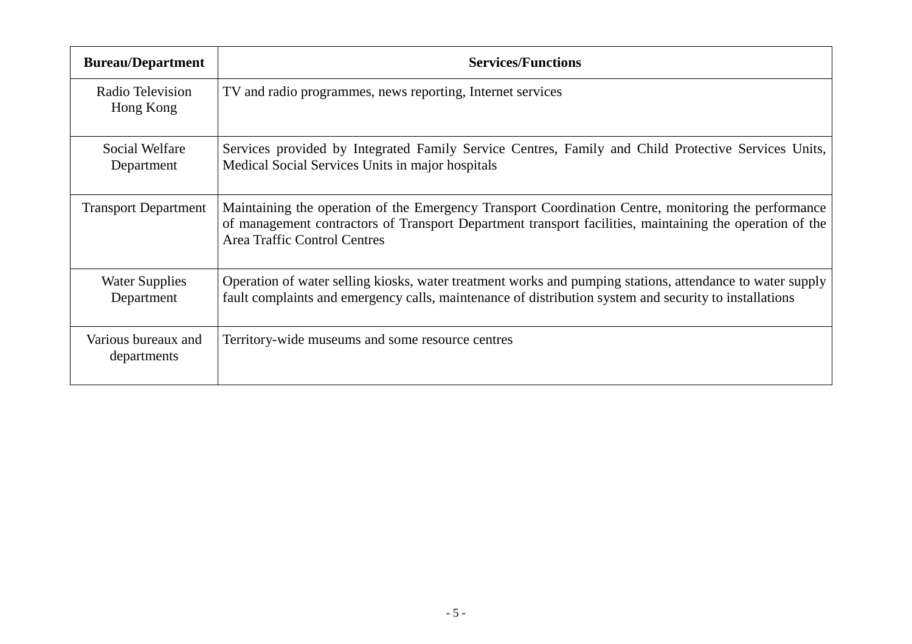| Bureau/Department | Services/Functions |
|---|---|
| Radio Television Hong Kong | TV and radio programmes, news reporting, Internet services |
| Social Welfare Department | Services provided by Integrated Family Service Centres, Family and Child Protective Services Units, Medical Social Services Units in major hospitals |
| Transport Department | Maintaining the operation of the Emergency Transport Coordination Centre, monitoring the performance of management contractors of Transport Department transport facilities, maintaining the operation of the Area Traffic Control Centres |
| Water Supplies Department | Operation of water selling kiosks, water treatment works and pumping stations, attendance to water supply fault complaints and emergency calls, maintenance of distribution system and security to installations |
| Various bureaux and departments | Territory-wide museums and some resource centres |